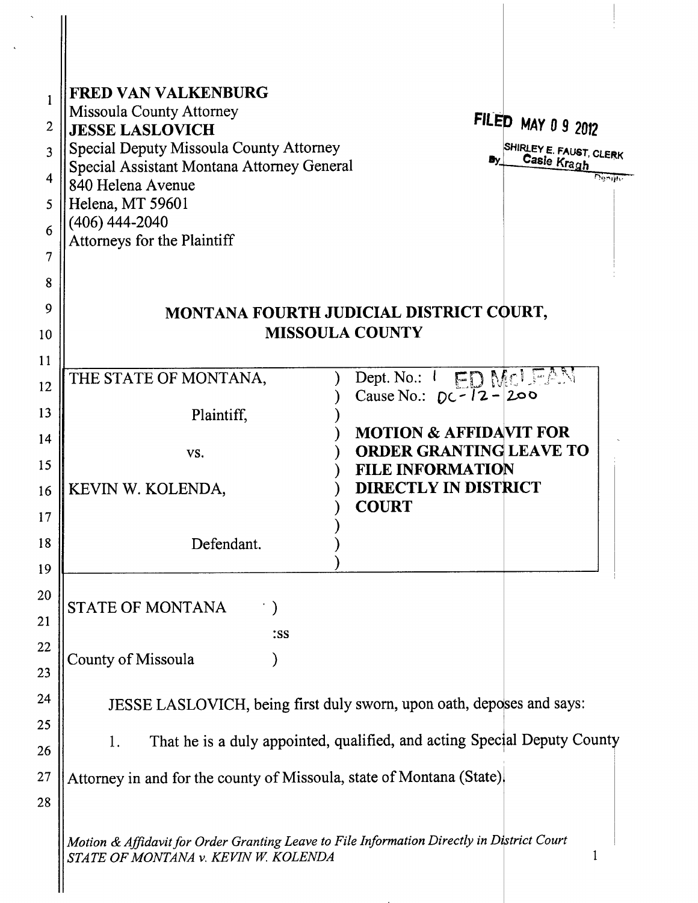**FRED VAN VALKENBURG**
Missoula County Attorney
**JESSE LASLOVICH**
Special Deputy Missoula County Attorney
Special Assistant Montana Attorney General
840 Helena Avenue
Helena, MT 59601
(406) 444-2040
Attorneys for the Plaintiff

FILED MAY 09 2012
SHIRLEY E. FAUST, CLERK
By Casie Kragh
Deputy

## MONTANA FOURTH JUDICIAL DISTRICT COURT, MISSOULA COUNTY

| | |
|---|---|
| THE STATE OF MONTANA,<br><br>Plaintiff,<br><br>vs.<br><br>KEVIN W. KOLENDA,<br><br>Defendant. | Dept. No.: 1 ED McLEAN<br>Cause No.: DC-12-200<br><br>**MOTION & AFFIDAVIT FOR ORDER GRANTING LEAVE TO FILE INFORMATION DIRECTLY IN DISTRICT COURT** |

STATE OF MONTANA )
:ss
County of Missoula )

JESSE LASLOVICH, being first duly sworn, upon oath, deposes and says:

1. That he is a duly appointed, qualified, and acting Special Deputy County Attorney in and for the county of Missoula, state of Montana (State).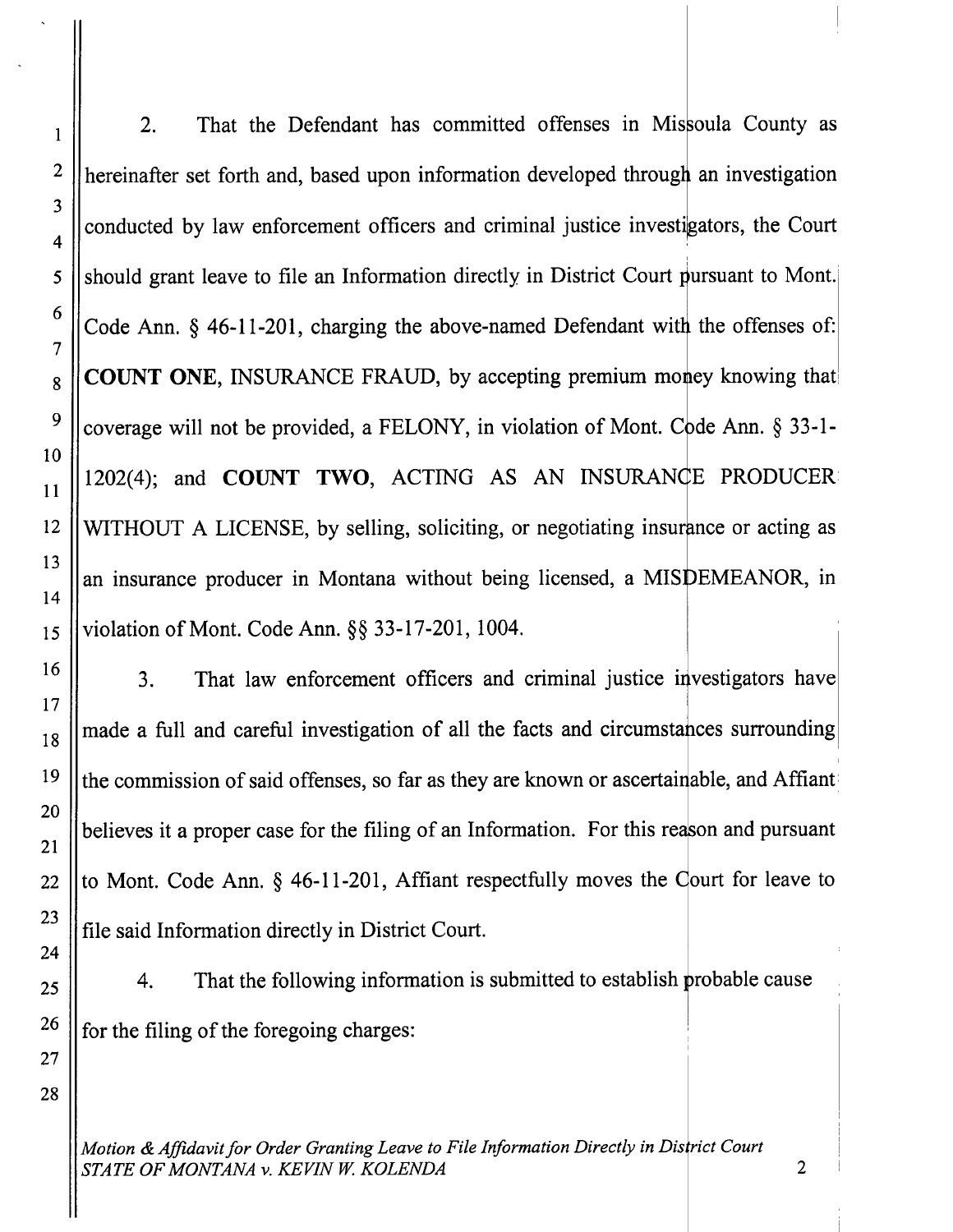2. That the Defendant has committed offenses in Missoula County as hereinafter set forth and, based upon information developed through an investigation conducted by law enforcement officers and criminal justice investigators, the Court should grant leave to file an Information directly in District Court pursuant to Mont. Code Ann. § 46-11-201, charging the above-named Defendant with the offenses of: **COUNT ONE**, INSURANCE FRAUD, by accepting premium money knowing that coverage will not be provided, a FELONY, in violation of Mont. Code Ann. § 33-1-1202(4); and **COUNT TWO**, ACTING AS AN INSURANCE PRODUCER WITHOUT A LICENSE, by selling, soliciting, or negotiating insurance or acting as an insurance producer in Montana without being licensed, a MISDEMEANOR, in violation of Mont. Code Ann. §§ 33-17-201, 1004.

3. That law enforcement officers and criminal justice investigators have made a full and careful investigation of all the facts and circumstances surrounding the commission of said offenses, so far as they are known or ascertainable, and Affiant believes it a proper case for the filing of an Information. For this reason and pursuant to Mont. Code Ann. § 46-11-201, Affiant respectfully moves the Court for leave to file said Information directly in District Court.

4. That the following information is submitted to establish probable cause for the filing of the foregoing charges:

*Motion & Affidavit for Order Granting Leave to File Information Directly in District Court*
*STATE OF MONTANA v. KEVIN W. KOLENDA*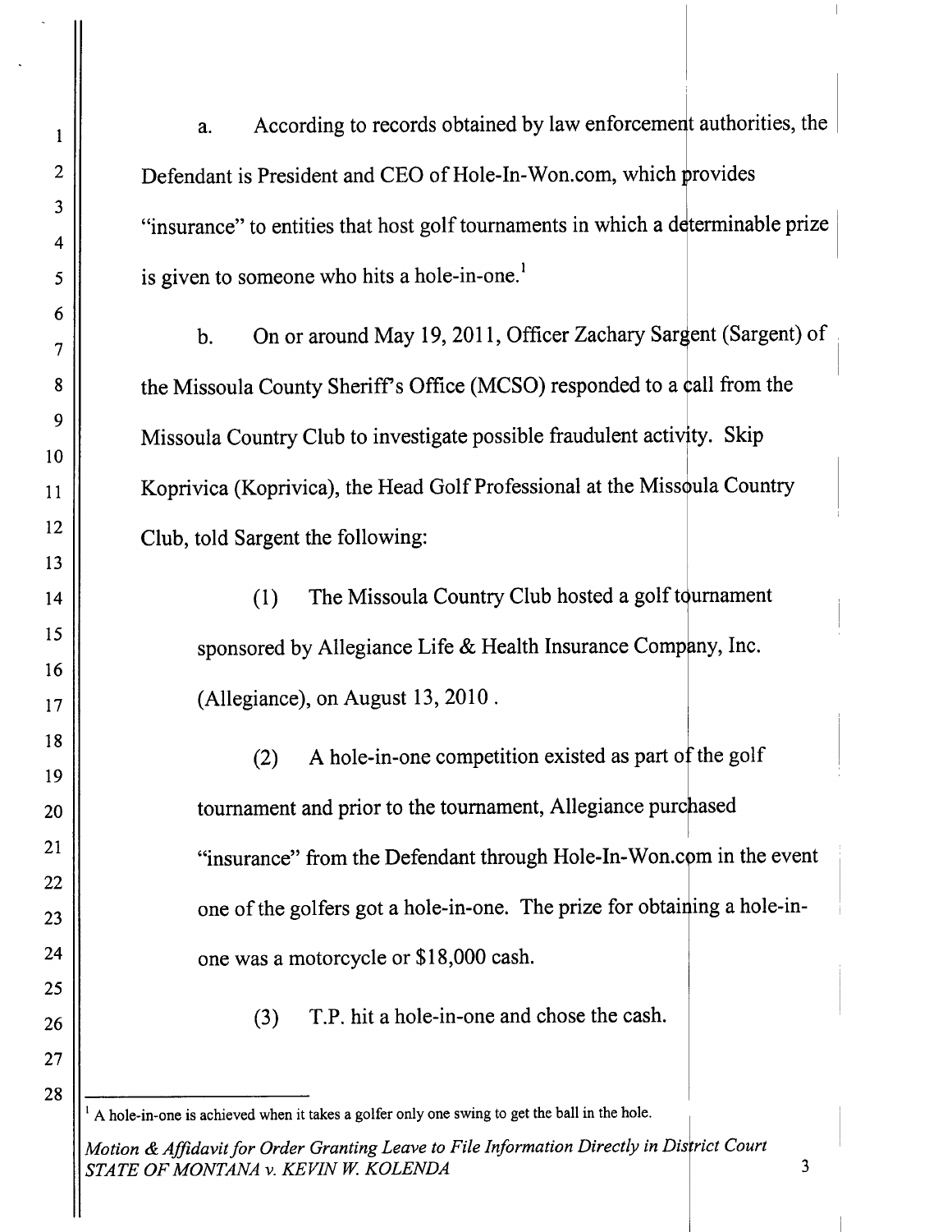a. According to records obtained by law enforcement authorities, the Defendant is President and CEO of Hole-In-Won.com, which provides "insurance" to entities that host golf tournaments in which a determinable prize is given to someone who hits a hole-in-one.[1]

b. On or around May 19, 2011, Officer Zachary Sargent (Sargent) of the Missoula County Sheriff's Office (MCSO) responded to a call from the Missoula Country Club to investigate possible fraudulent activity. Skip Koprivica (Koprivica), the Head Golf Professional at the Missoula Country Club, told Sargent the following:

(1) The Missoula Country Club hosted a golf tournament sponsored by Allegiance Life & Health Insurance Company, Inc. (Allegiance), on August 13, 2010 .

(2) A hole-in-one competition existed as part of the golf tournament and prior to the tournament, Allegiance purchased "insurance" from the Defendant through Hole-In-Won.com in the event one of the golfers got a hole-in-one. The prize for obtaining a hole-in-one was a motorcycle or $18,000 cash.

(3) T.P. hit a hole-in-one and chose the cash.

[1] A hole-in-one is achieved when it takes a golfer only one swing to get the ball in the hole.

*Motion & Affidavit for Order Granting Leave to File Information Directly in District Court*
*STATE OF MONTANA v. KEVIN W. KOLENDA*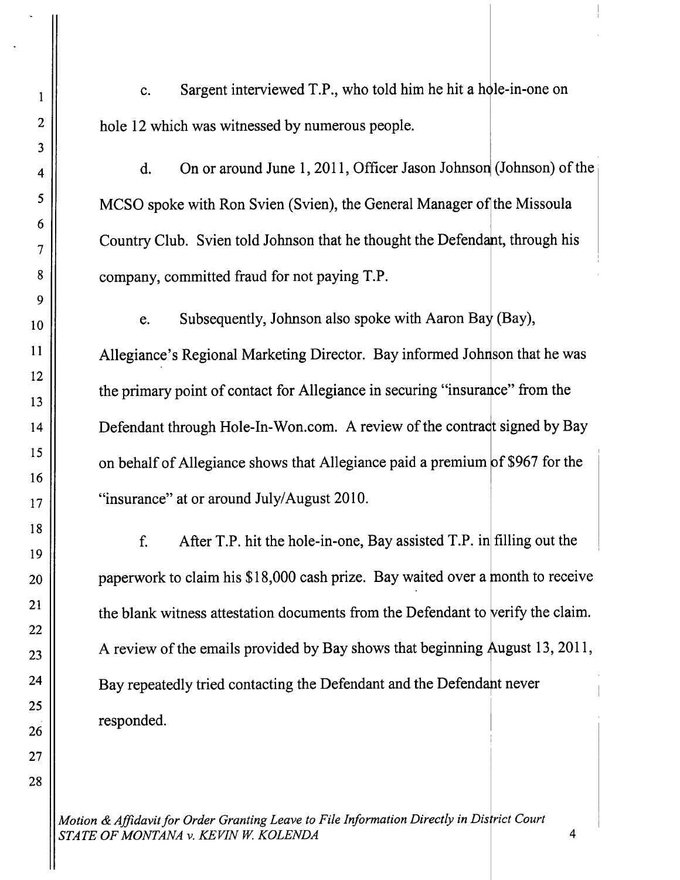c. Sargent interviewed T.P., who told him he hit a hole-in-one on hole 12 which was witnessed by numerous people.

d. On or around June 1, 2011, Officer Jason Johnson (Johnson) of the MCSO spoke with Ron Svien (Svien), the General Manager of the Missoula Country Club. Svien told Johnson that he thought the Defendant, through his company, committed fraud for not paying T.P.

e. Subsequently, Johnson also spoke with Aaron Bay (Bay), Allegiance's Regional Marketing Director. Bay informed Johnson that he was the primary point of contact for Allegiance in securing "insurance" from the Defendant through Hole-In-Won.com. A review of the contract signed by Bay on behalf of Allegiance shows that Allegiance paid a premium of $967 for the "insurance" at or around July/August 2010.

f. After T.P. hit the hole-in-one, Bay assisted T.P. in filling out the paperwork to claim his $18,000 cash prize. Bay waited over a month to receive the blank witness attestation documents from the Defendant to verify the claim. A review of the emails provided by Bay shows that beginning August 13, 2011, Bay repeatedly tried contacting the Defendant and the Defendant never responded.

*Motion & Affidavit for Order Granting Leave to File Information Directly in District Court*
*STATE OF MONTANA v. KEVIN W. KOLENDA*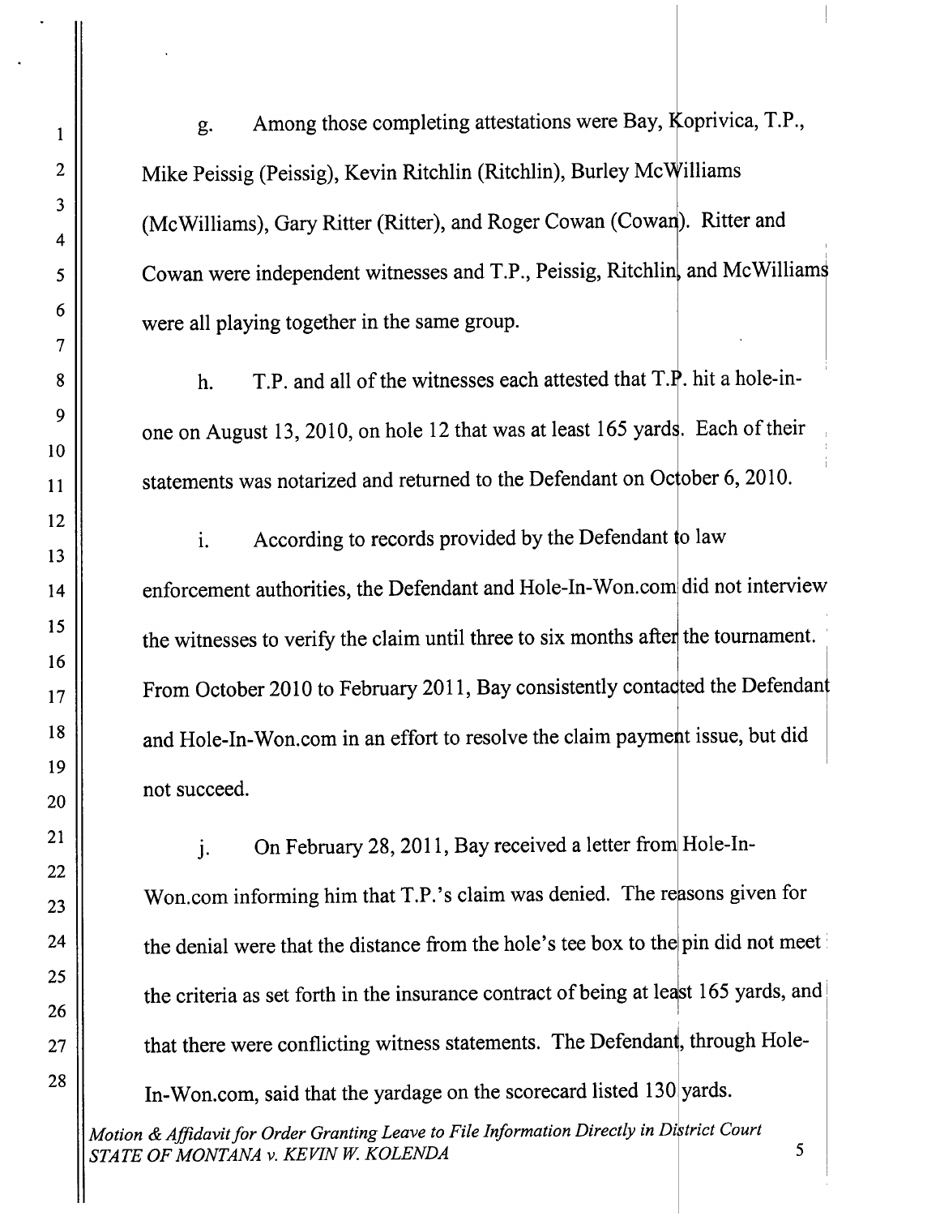g. Among those completing attestations were Bay, Koprivica, T.P., Mike Peissig (Peissig), Kevin Ritchlin (Ritchlin), Burley McWilliams (McWilliams), Gary Ritter (Ritter), and Roger Cowan (Cowan). Ritter and Cowan were independent witnesses and T.P., Peissig, Ritchlin, and McWilliams were all playing together in the same group.

h. T.P. and all of the witnesses each attested that T.P. hit a hole-in-one on August 13, 2010, on hole 12 that was at least 165 yards. Each of their statements was notarized and returned to the Defendant on October 6, 2010.

i. According to records provided by the Defendant to law enforcement authorities, the Defendant and Hole-In-Won.com did not interview the witnesses to verify the claim until three to six months after the tournament. From October 2010 to February 2011, Bay consistently contacted the Defendant and Hole-In-Won.com in an effort to resolve the claim payment issue, but did not succeed.

j. On February 28, 2011, Bay received a letter from Hole-In-Won.com informing him that T.P.'s claim was denied. The reasons given for the denial were that the distance from the hole's tee box to the pin did not meet the criteria as set forth in the insurance contract of being at least 165 yards, and that there were conflicting witness statements. The Defendant, through Hole-In-Won.com, said that the yardage on the scorecard listed 130 yards.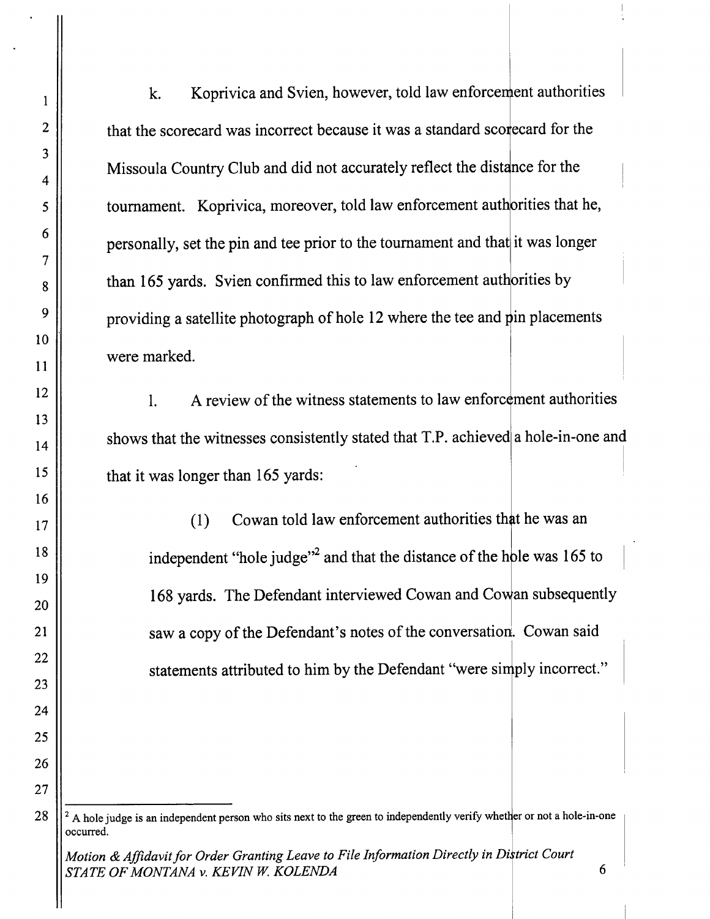k. Koprivica and Svien, however, told law enforcement authorities that the scorecard was incorrect because it was a standard scorecard for the Missoula Country Club and did not accurately reflect the distance for the tournament. Koprivica, moreover, told law enforcement authorities that he, personally, set the pin and tee prior to the tournament and that it was longer than 165 yards. Svien confirmed this to law enforcement authorities by providing a satellite photograph of hole 12 where the tee and pin placements were marked.

l. A review of the witness statements to law enforcement authorities shows that the witnesses consistently stated that T.P. achieved a hole-in-one and that it was longer than 165 yards:

(1) Cowan told law enforcement authorities that he was an independent "hole judge"[2] and that the distance of the hole was 165 to 168 yards. The Defendant interviewed Cowan and Cowan subsequently saw a copy of the Defendant's notes of the conversation. Cowan said statements attributed to him by the Defendant "were simply incorrect."

---

[2] A hole judge is an independent person who sits next to the green to independently verify whether or not a hole-in-one occurred.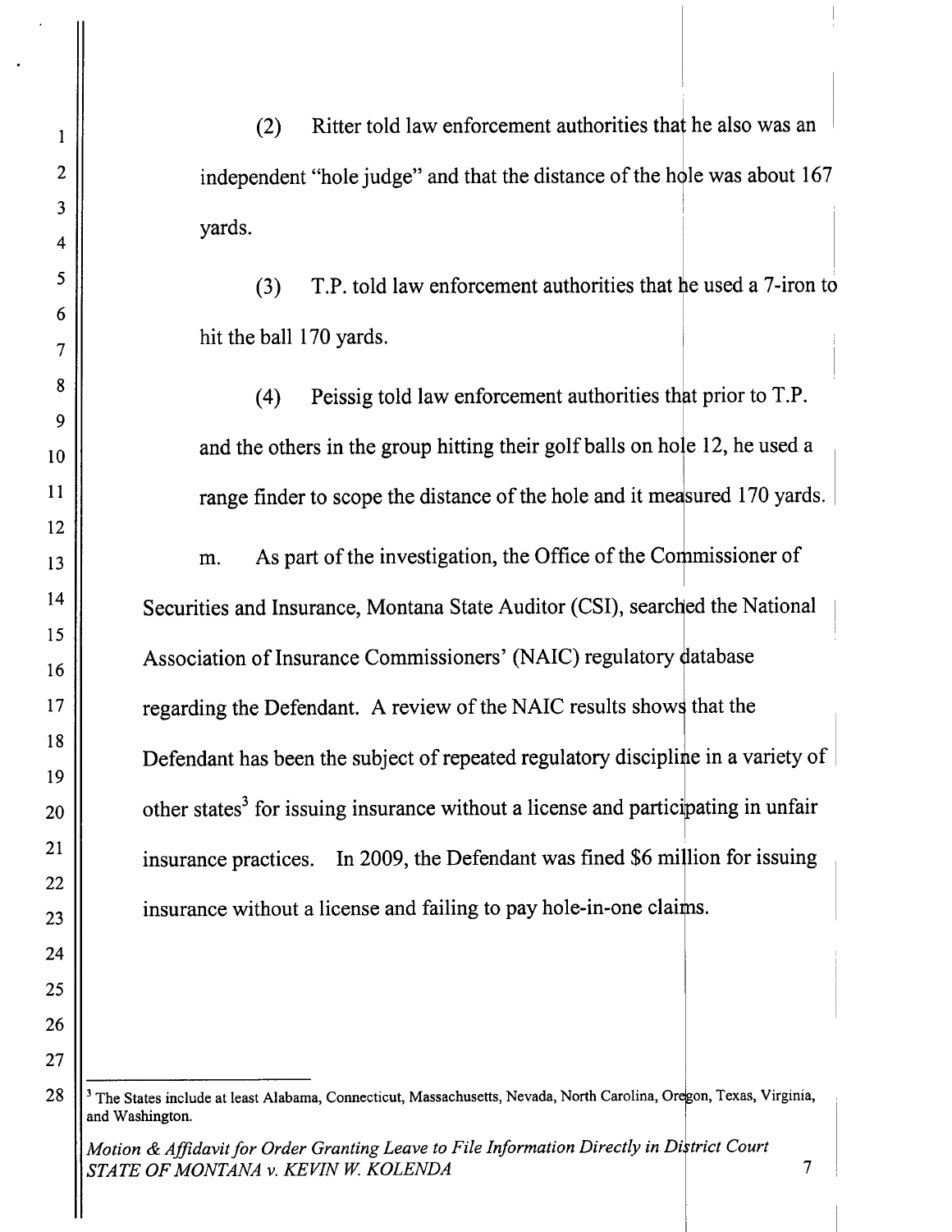(2) Ritter told law enforcement authorities that he also was an independent "hole judge" and that the distance of the hole was about 167 yards.

(3) T.P. told law enforcement authorities that he used a 7-iron to hit the ball 170 yards.

(4) Peissig told law enforcement authorities that prior to T.P. and the others in the group hitting their golf balls on hole 12, he used a range finder to scope the distance of the hole and it measured 170 yards.

m. As part of the investigation, the Office of the Commissioner of Securities and Insurance, Montana State Auditor (CSI), searched the National Association of Insurance Commissioners' (NAIC) regulatory database regarding the Defendant. A review of the NAIC results shows that the Defendant has been the subject of repeated regulatory discipline in a variety of other states[3] for issuing insurance without a license and participating in unfair insurance practices. In 2009, the Defendant was fined $6 million for issuing insurance without a license and failing to pay hole-in-one claims.

---

[3] The States include at least Alabama, Connecticut, Massachusetts, Nevada, North Carolina, Oregon, Texas, Virginia, and Washington.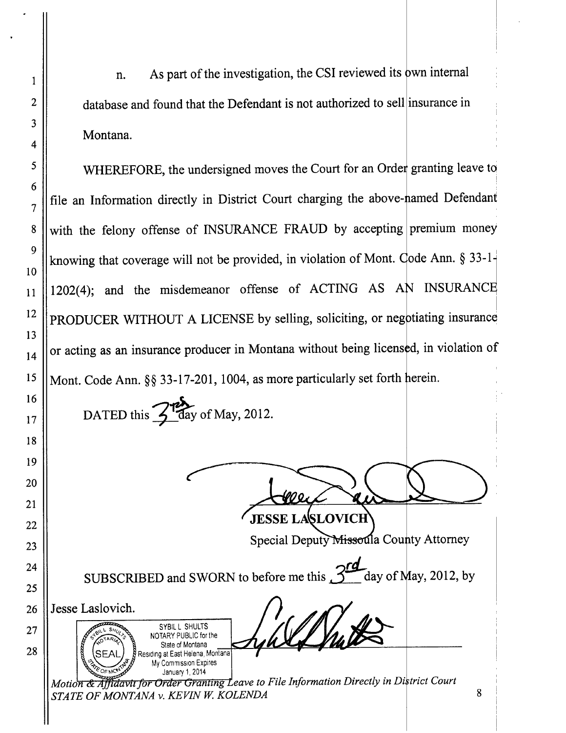n. As part of the investigation, the CSI reviewed its own internal database and found that the Defendant is not authorized to sell insurance in Montana.

WHEREFORE, the undersigned moves the Court for an Order granting leave to file an Information directly in District Court charging the above-named Defendant with the felony offense of INSURANCE FRAUD by accepting premium money knowing that coverage will not be provided, in violation of Mont. Code Ann. § 33-1-1202(4); and the misdemeanor offense of ACTING AS AN INSURANCE PRODUCER WITHOUT A LICENSE by selling, soliciting, or negotiating insurance or acting as an insurance producer in Montana without being licensed, in violation of Mont. Code Ann. §§ 33-17-201, 1004, as more particularly set forth herein.

DATED this 3rd day of May, 2012.

JESSE LASLOVICH
Special Deputy ~~Missoula~~ County Attorney

SUBSCRIBED and SWORN to before me this 3rd day of May, 2012, by Jesse Laslovich.

SYBIL L SHULTS
NOTARY PUBLIC for the State of Montana
Residing at East Helena, Montana
My Commission Expires January 1, 2014

*Motion & Affidavit for Order Granting Leave to File Information Directly in District Court*
*STATE OF MONTANA v. KEVIN W. KOLENDA*